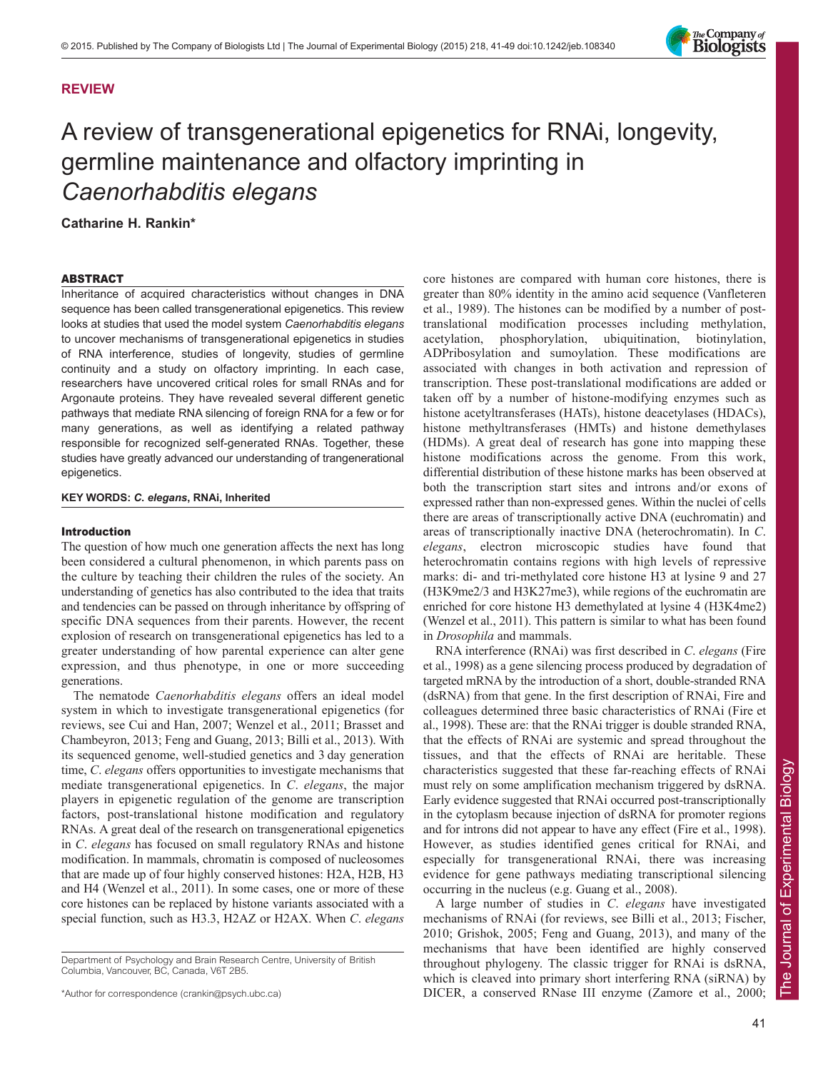## REVIEW

# A review of transgenerational epigenetics for RNAi, longevity, germline maintenance and olfactory imprinting in *Caenorhabditis elegans*

**Catharine H. Rankin***

### ABSTRACT

Inheritance of acquired characteristics without changes in DNA sequence has been called transgenerational epigenetics. This review looks at studies that used the model system *Caenorhabditis elegans* to uncover mechanisms of transgenerational epigenetics in studies of RNA interference, studies of longevity, studies of germline continuity and a study on olfactory imprinting. In each case, researchers have uncovered critical roles for small RNAs and for Argonaute proteins. They have revealed several different genetic pathways that mediate RNA silencing of foreign RNA for a few or for many generations, as well as identifying a related pathway responsible for recognized self-generated RNAs. Together, these studies have greatly advanced our understanding of trangenerational epigenetics.

**KEY WORDS: *C. elegans*, RNAi, Inherited**

### Introduction

The question of how much one generation affects the next has long been considered a cultural phenomenon, in which parents pass on the culture by teaching their children the rules of the society. An understanding of genetics has also contributed to the idea that traits and tendencies can be passed on through inheritance by offspring of specific DNA sequences from their parents. However, the recent explosion of research on transgenerational epigenetics has led to a greater understanding of how parental experience can alter gene expression, and thus phenotype, in one or more succeeding generations.

The nematode *Caenorhabditis elegans* offers an ideal model system in which to investigate transgenerational epigenetics (for reviews, see Cui and Han, 2007; Wenzel et al., 2011; Brasset and Chambeyron, 2013; Feng and Guang, 2013; Billi et al., 2013). With its sequenced genome, well-studied genetics and 3 day generation time, *C. elegans* offers opportunities to investigate mechanisms that mediate transgenerational epigenetics. In *C. elegans*, the major players in epigenetic regulation of the genome are transcription factors, post-translational histone modification and regulatory RNAs. A great deal of the research on transgenerational epigenetics in *C. elegans* has focused on small regulatory RNAs and histone modification. In mammals, chromatin is composed of nucleosomes that are made up of four highly conserved histones: H2A, H2B, H3 and H4 (Wenzel et al., 2011). In some cases, one or more of these core histones can be replaced by histone variants associated with a special function, such as H3.3, H2AZ or H2AX. When *C. elegans* core histones are compared with human core histones, there is greater than 80% identity in the amino acid sequence (Vanfleteren et al., 1989). The histones can be modified by a number of post-translational modification processes including methylation, acetylation, phosphorylation, ubiquitination, biotinylation, ADPribosylation and sumoylation. These modifications are associated with changes in both activation and repression of transcription. These post-translational modifications are added or taken off by a number of histone-modifying enzymes such as histone acetyltransferases (HATs), histone deacetylases (HDACs), histone methyltransferases (HMTs) and histone demethylases (HDMs). A great deal of research has gone into mapping these histone modifications across the genome. From this work, differential distribution of these histone marks has been observed at both the transcription start sites and introns and/or exons of expressed rather than non-expressed genes. Within the nuclei of cells there are areas of transcriptionally active DNA (euchromatin) and areas of transcriptionally inactive DNA (heterochromatin). In *C. elegans*, electron microscopic studies have found that heterochromatin contains regions with high levels of repressive marks: di- and tri-methylated core histone H3 at lysine 9 and 27 (H3K9me2/3 and H3K27me3), while regions of the euchromatin are enriched for core histone H3 demethylated at lysine 4 (H3K4me2) (Wenzel et al., 2011). This pattern is similar to what has been found in *Drosophila* and mammals.

RNA interference (RNAi) was first described in *C. elegans* (Fire et al., 1998) as a gene silencing process produced by degradation of targeted mRNA by the introduction of a short, double-stranded RNA (dsRNA) from that gene. In the first description of RNAi, Fire and colleagues determined three basic characteristics of RNAi (Fire et al., 1998). These are: that the RNAi trigger is double stranded RNA, that the effects of RNAi are systemic and spread throughout the tissues, and that the effects of RNAi are heritable. These characteristics suggested that these far-reaching effects of RNAi must rely on some amplification mechanism triggered by dsRNA. Early evidence suggested that RNAi occurred post-transcriptionally in the cytoplasm because injection of dsRNA for promoter regions and for introns did not appear to have any effect (Fire et al., 1998). However, as studies identified genes critical for RNAi, and especially for transgenerational RNAi, there was increasing evidence for gene pathways mediating transcriptional silencing occurring in the nucleus (e.g. Guang et al., 2008).

A large number of studies in *C. elegans* have investigated mechanisms of RNAi (for reviews, see Billi et al., 2013; Fischer, 2010; Grishok, 2005; Feng and Guang, 2013), and many of the mechanisms that have been identified are highly conserved throughout phylogeny. The classic trigger for RNAi is dsRNA, which is cleaved into primary short interfering RNA (siRNA) by DICER, a conserved RNase III enzyme (Zamore et al., 2000;

Department of Psychology and Brain Research Centre, University of British Columbia, Vancouver, BC, Canada, V6T 2B5.

*Author for correspondence (crankin@psych.ubc.ca)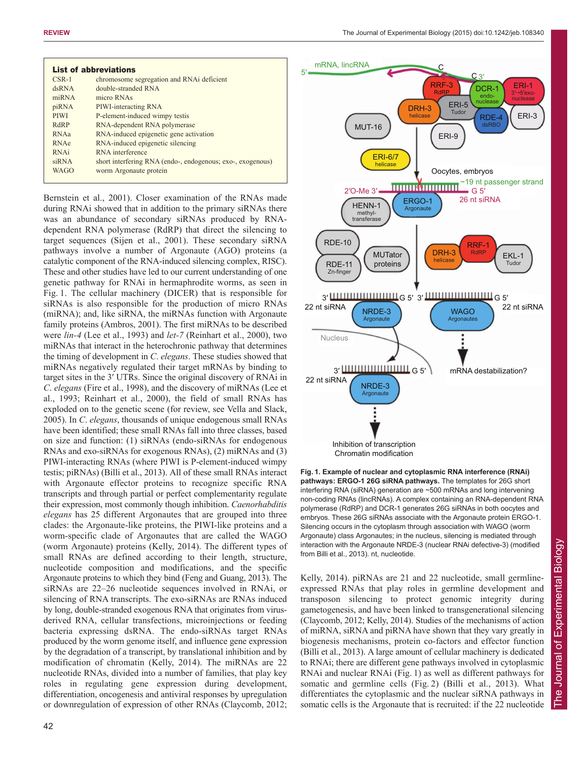**List of abbreviations**

| | |
|---|---|
| CSR-1 | chromosome segregation and RNAi deficient |
| dsRNA | double-stranded RNA |
| miRNA | micro RNAs |
| piRNA | PIWI-interacting RNA |
| PIWI | P-element-induced wimpy testis |
| RdRP | RNA-dependent RNA polymerase |
| RNAa | RNA-induced epigenetic gene activation |
| RNAe | RNA-induced epigenetic silencing |
| RNAi | RNA interference |
| siRNA | short interfering RNA (endo-, endogenous; exo-, exogenous) |
| WAGO | worm Argonaute protein |

Bernstein et al., 2001). Closer examination of the RNAs made during RNAi showed that in addition to the primary siRNAs there was an abundance of secondary siRNAs produced by RNA-dependent RNA polymerase (RdRP) that direct the silencing to target sequences (Sijen et al., 2001). These secondary siRNA pathways involve a number of Argonaute (AGO) proteins (a catalytic component of the RNA-induced silencing complex, RISC). These and other studies have led to our current understanding of the genetic pathway for RNAi in hermaphrodite worms, as seen in Fig. 1. The cellular machinery (DICER) that is responsible for siRNAs is also responsible for the production of micro RNAs (miRNA); and, like siRNA, the miRNAs function with Argonaute family proteins (Ambros, 2001). The first miRNAs to be described were *lin-4* (Lee et al., 1993) and *let-7* (Reinhart et al., 2000), two miRNAs that interact in the heterochronic pathway that determines the timing of development in *C. elegans*. These studies showed that miRNAs negatively regulated their target mRNAs by binding to target sites in the 3′ UTRs. Since the original discovery of RNAi in *C. elegans* (Fire et al., 1998), and the discovery of miRNAs (Lee et al., 1993; Reinhart et al., 2000), the field of small RNAs has exploded on to the genetic scene (for review, see Vella and Slack, 2005). In *C. elegans*, thousands of unique endogenous small RNAs have been identified; these small RNAs fall into three classes, based on size and function: (1) siRNAs (endo-siRNAs for endogenous RNAs and exo-siRNAs for exogenous RNAs), (2) miRNAs and (3) PIWI-interacting RNAs (where PIWI is P-element-induced wimpy testis; piRNAs) (Billi et al., 2013). All of these small RNAs interact with Argonaute effector proteins to recognize specific RNA transcripts and through partial or perfect complementarity regulate their expression, most commonly though inhibition. *Caenorhabditis elegans* has 25 different Argonautes that are grouped into three clades: the Argonaute-like proteins, the PIWI-like proteins and a worm-specific clade of Argonautes that are called the WAGO (worm Argonaute) proteins (Kelly, 2014). The different types of small RNAs are defined according to their length, structure, nucleotide composition and modifications, and the specific Argonaute proteins to which they bind (Feng and Guang, 2013). The siRNAs are 22–26 nucleotide sequences involved in RNAi, or silencing of RNA transcripts. The exo-siRNAs are RNAs induced by long, double-stranded exogenous RNA that originates from virus-derived RNA, cellular transfections, microinjections or feeding bacteria expressing dsRNA. The endo-siRNAs target RNAs produced by the worm genome itself, and influence gene expression by the degradation of a transcript, by translational inhibition and by modification of chromatin (Kelly, 2014). The miRNAs are 22 nucleotide RNAs, divided into a number of families, that play key roles in regulating gene expression during development, differentiation, oncogenesis and antiviral responses by upregulation or downregulation of expression of other RNAs (Claycomb, 2012; Kelly, 2014). piRNAs are 21 and 22 nucleotide, small germline-expressed RNAs that play roles in germline development and transposon silencing to protect genomic integrity during gametogenesis, and have been linked to transgenerational silencing (Claycomb, 2012; Kelly, 2014). Studies of the mechanisms of action of miRNA, siRNA and piRNA have shown that they vary greatly in biogenesis mechanisms, protein co-factors and effector function (Billi et al., 2013). A large amount of cellular machinery is dedicated to RNAi; there are different gene pathways involved in cytoplasmic RNAi and nuclear RNAi (Fig. 1) as well as different pathways for somatic and germline cells (Fig. 2) (Billi et al., 2013). What differentiates the cytoplasmic and the nuclear siRNA pathways in somatic cells is the Argonaute that is recruited: if the 22 nucleotide

**Fig. 1. Example of nuclear and cytoplasmic RNA interference (RNAi) pathways: ERGO-1 26G siRNA pathways.** The templates for 26G short interfering RNA (siRNA) generation are ~500 mRNAs and long intervening non-coding RNAs (lincRNAs). A complex containing an RNA-dependent RNA polymerase (RdRP) and DCR-1 generates 26G siRNAs in both oocytes and embryos. These 26G siRNAs associate with the Argonaute protein ERGO-1. Silencing occurs in the cytoplasm through association with WAGO (worm Argonaute) class Argonautes; in the nucleus, silencing is mediated through interaction with the Argonaute NRDE-3 (nuclear RNAi defective-3) (modified from Billi et al., 2013). nt, nucleotide.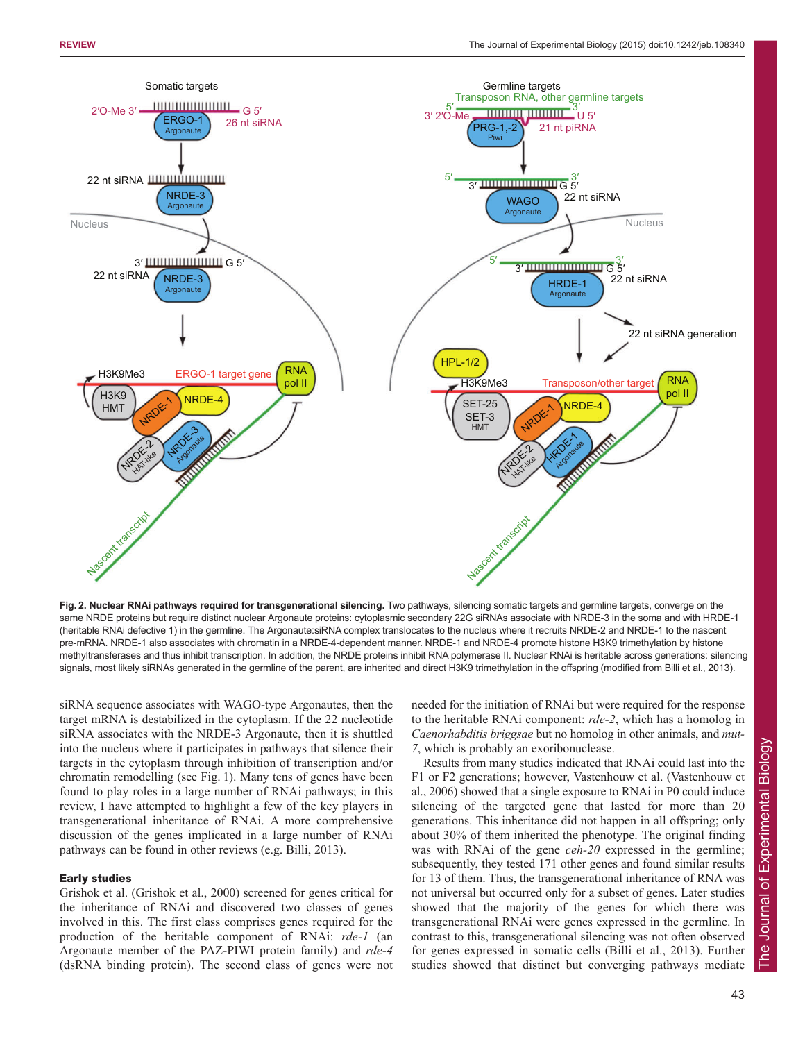**Fig. 2. Nuclear RNAi pathways required for transgenerational silencing.** Two pathways, silencing somatic targets and germline targets, converge on the same NRDE proteins but require distinct nuclear Argonaute proteins: cytoplasmic secondary 22G siRNAs associate with NRDE-3 in the soma and with HRDE-1 (heritable RNAi defective 1) in the germline. The Argonaute:siRNA complex translocates to the nucleus where it recruits NRDE-2 and NRDE-1 to the nascent pre-mRNA. NRDE-1 also associates with chromatin in a NRDE-4-dependent manner. NRDE-1 and NRDE-4 promote histone H3K9 trimethylation by histone methyltransferases and thus inhibit transcription. In addition, the NRDE proteins inhibit RNA polymerase II. Nuclear RNAi is heritable across generations: silencing signals, most likely siRNAs generated in the germline of the parent, are inherited and direct H3K9 trimethylation in the offspring (modified from Billi et al., 2013).

siRNA sequence associates with WAGO-type Argonautes, then the target mRNA is destabilized in the cytoplasm. If the 22 nucleotide siRNA associates with the NRDE-3 Argonaute, then it is shuttled into the nucleus where it participates in pathways that silence their targets in the cytoplasm through inhibition of transcription and/or chromatin remodelling (see Fig. 1). Many tens of genes have been found to play roles in a large number of RNAi pathways; in this review, I have attempted to highlight a few of the key players in transgenerational inheritance of RNAi. A more comprehensive discussion of the genes implicated in a large number of RNAi pathways can be found in other reviews (e.g. Billi, 2013).

## Early studies

Grishok et al. (Grishok et al., 2000) screened for genes critical for the inheritance of RNAi and discovered two classes of genes involved in this. The first class comprises genes required for the production of the heritable component of RNAi: *rde-1* (an Argonaute member of the PAZ-PIWI protein family) and *rde-4* (dsRNA binding protein). The second class of genes were not needed for the initiation of RNAi but were required for the response to the heritable RNAi component: *rde-2*, which has a homolog in *Caenorhabditis briggsae* but no homolog in other animals, and *mut-7*, which is probably an exoribonuclease.

Results from many studies indicated that RNAi could last into the F1 or F2 generations; however, Vastenhouw et al. (Vastenhouw et al., 2006) showed that a single exposure to RNAi in P0 could induce silencing of the targeted gene that lasted for more than 20 generations. This inheritance did not happen in all offspring; only about 30% of them inherited the phenotype. The original finding was with RNAi of the gene *ceh-20* expressed in the germline; subsequently, they tested 171 other genes and found similar results for 13 of them. Thus, the transgenerational inheritance of RNA was not universal but occurred only for a subset of genes. Later studies showed that the majority of the genes for which there was transgenerational RNAi were genes expressed in the germline. In contrast to this, transgenerational silencing was not often observed for genes expressed in somatic cells (Billi et al., 2013). Further studies showed that distinct but converging pathways mediate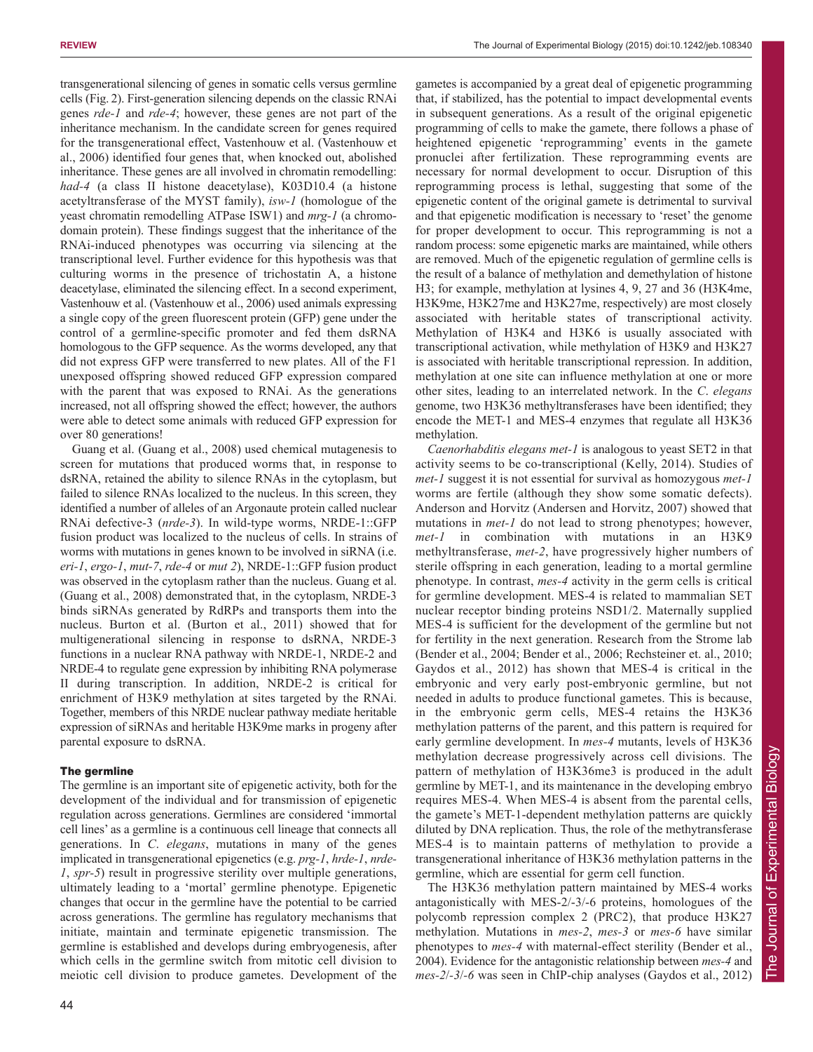transgenerational silencing of genes in somatic cells versus germline cells (Fig. 2). First-generation silencing depends on the classic RNAi genes *rde-1* and *rde-4*; however, these genes are not part of the inheritance mechanism. In the candidate screen for genes required for the transgenerational effect, Vastenhouw et al. (Vastenhouw et al., 2006) identified four genes that, when knocked out, abolished inheritance. These genes are all involved in chromatin remodelling: *had-4* (a class II histone deacetylase), K03D10.4 (a histone acetyltransferase of the MYST family), *isw-1* (homologue of the yeast chromatin remodelling ATPase ISW1) and *mrg-1* (a chromodomain protein). These findings suggest that the inheritance of the RNAi-induced phenotypes was occurring via silencing at the transcriptional level. Further evidence for this hypothesis was that culturing worms in the presence of trichostatin A, a histone deacetylase, eliminated the silencing effect. In a second experiment, Vastenhouw et al. (Vastenhouw et al., 2006) used animals expressing a single copy of the green fluorescent protein (GFP) gene under the control of a germline-specific promoter and fed them dsRNA homologous to the GFP sequence. As the worms developed, any that did not express GFP were transferred to new plates. All of the F1 unexposed offspring showed reduced GFP expression compared with the parent that was exposed to RNAi. As the generations increased, not all offspring showed the effect; however, the authors were able to detect some animals with reduced GFP expression for over 80 generations!

Guang et al. (Guang et al., 2008) used chemical mutagenesis to screen for mutations that produced worms that, in response to dsRNA, retained the ability to silence RNAs in the cytoplasm, but failed to silence RNAs localized to the nucleus. In this screen, they identified a number of alleles of an Argonaute protein called nuclear RNAi defective-3 (*nrde-3*). In wild-type worms, NRDE-1::GFP fusion product was localized to the nucleus of cells. In strains of worms with mutations in genes known to be involved in siRNA (i.e. *eri-1*, *ergo-1*, *mut-7*, *rde-4* or *mut 2*), NRDE-1::GFP fusion product was observed in the cytoplasm rather than the nucleus. Guang et al. (Guang et al., 2008) demonstrated that, in the cytoplasm, NRDE-3 binds siRNAs generated by RdRPs and transports them into the nucleus. Burton et al. (Burton et al., 2011) showed that for multigenerational silencing in response to dsRNA, NRDE-3 functions in a nuclear RNA pathway with NRDE-1, NRDE-2 and NRDE-4 to regulate gene expression by inhibiting RNA polymerase II during transcription. In addition, NRDE-2 is critical for enrichment of H3K9 methylation at sites targeted by the RNAi. Together, members of this NRDE nuclear pathway mediate heritable expression of siRNAs and heritable H3K9me marks in progeny after parental exposure to dsRNA.

### The germline

The germline is an important site of epigenetic activity, both for the development of the individual and for transmission of epigenetic regulation across generations. Germlines are considered 'immortal cell lines' as a germline is a continuous cell lineage that connects all generations. In *C. elegans*, mutations in many of the genes implicated in transgenerational epigenetics (e.g. *prg-1*, *hrde-1*, *nrde-1*, *spr-5*) result in progressive sterility over multiple generations, ultimately leading to a 'mortal' germline phenotype. Epigenetic changes that occur in the germline have the potential to be carried across generations. The germline has regulatory mechanisms that initiate, maintain and terminate epigenetic transmission. The germline is established and develops during embryogenesis, after which cells in the germline switch from mitotic cell division to meiotic cell division to produce gametes. Development of the gametes is accompanied by a great deal of epigenetic programming that, if stabilized, has the potential to impact developmental events in subsequent generations. As a result of the original epigenetic programming of cells to make the gamete, there follows a phase of heightened epigenetic 'reprogramming' events in the gamete pronuclei after fertilization. These reprogramming events are necessary for normal development to occur. Disruption of this reprogramming process is lethal, suggesting that some of the epigenetic content of the original gamete is detrimental to survival and that epigenetic modification is necessary to 'reset' the genome for proper development to occur. This reprogramming is not a random process: some epigenetic marks are maintained, while others are removed. Much of the epigenetic regulation of germline cells is the result of a balance of methylation and demethylation of histone H3; for example, methylation at lysines 4, 9, 27 and 36 (H3K4me, H3K9me, H3K27me and H3K27me, respectively) are most closely associated with heritable states of transcriptional activity. Methylation of H3K4 and H3K6 is usually associated with transcriptional activation, while methylation of H3K9 and H3K27 is associated with heritable transcriptional repression. In addition, methylation at one site can influence methylation at one or more other sites, leading to an interrelated network. In the *C. elegans* genome, two H3K36 methyltransferases have been identified; they encode the MET-1 and MES-4 enzymes that regulate all H3K36 methylation.

*Caenorhabditis elegans met-1* is analogous to yeast SET2 in that activity seems to be co-transcriptional (Kelly, 2014). Studies of *met-1* suggest it is not essential for survival as homozygous *met-1* worms are fertile (although they show some somatic defects). Anderson and Horvitz (Andersen and Horvitz, 2007) showed that mutations in *met-1* do not lead to strong phenotypes; however, *met-1* in combination with mutations in an H3K9 methyltransferase, *met-2*, have progressively higher numbers of sterile offspring in each generation, leading to a mortal germline phenotype. In contrast, *mes-4* activity in the germ cells is critical for germline development. MES-4 is related to mammalian SET nuclear receptor binding proteins NSD1/2. Maternally supplied MES-4 is sufficient for the development of the germline but not for fertility in the next generation. Research from the Strome lab (Bender et al., 2004; Bender et al., 2006; Rechsteiner et. al., 2010; Gaydos et al., 2012) has shown that MES-4 is critical in the embryonic and very early post-embryonic germline, but not needed in adults to produce functional gametes. This is because, in the embryonic germ cells, MES-4 retains the H3K36 methylation patterns of the parent, and this pattern is required for early germline development. In *mes-4* mutants, levels of H3K36 methylation decrease progressively across cell divisions. The pattern of methylation of H3K36me3 is produced in the adult germline by MET-1, and its maintenance in the developing embryo requires MES-4. When MES-4 is absent from the parental cells, the gamete's MET-1-dependent methylation patterns are quickly diluted by DNA replication. Thus, the role of the methytransferase MES-4 is to maintain patterns of methylation to provide a transgenerational inheritance of H3K36 methylation patterns in the germline, which are essential for germ cell function.

The H3K36 methylation pattern maintained by MES-4 works antagonistically with MES-2/-3/-6 proteins, homologues of the polycomb repression complex 2 (PRC2), that produce H3K27 methylation. Mutations in *mes-2*, *mes-3* or *mes-6* have similar phenotypes to *mes-4* with maternal-effect sterility (Bender et al., 2004). Evidence for the antagonistic relationship between *mes-4* and *mes-2*/*-3*/*-6* was seen in ChIP-chip analyses (Gaydos et al., 2012)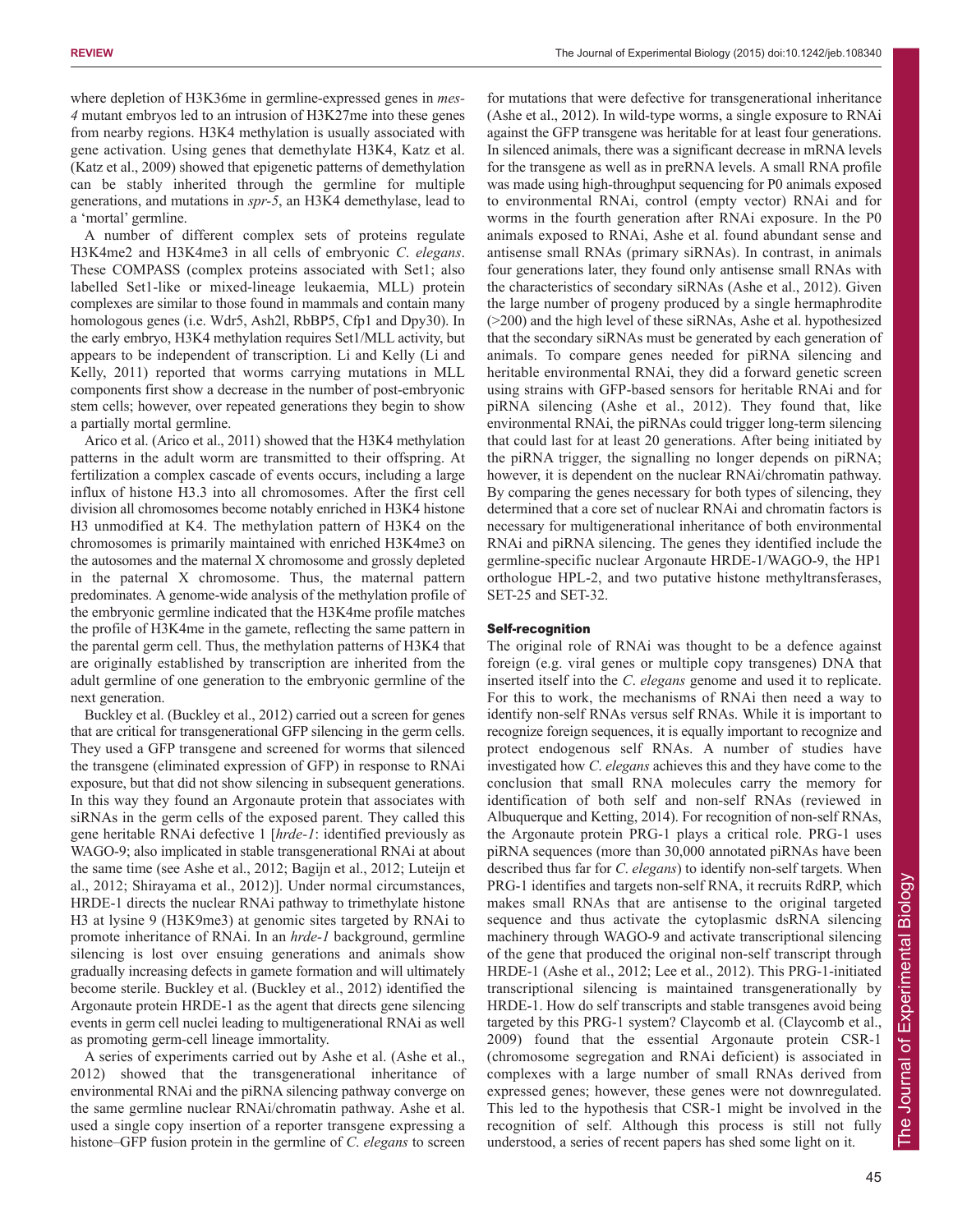where depletion of H3K36me in germline-expressed genes in *mes-4* mutant embryos led to an intrusion of H3K27me into these genes from nearby regions. H3K4 methylation is usually associated with gene activation. Using genes that demethylate H3K4, Katz et al. (Katz et al., 2009) showed that epigenetic patterns of demethylation can be stably inherited through the germline for multiple generations, and mutations in *spr-5*, an H3K4 demethylase, lead to a 'mortal' germline.

A number of different complex sets of proteins regulate H3K4me2 and H3K4me3 in all cells of embryonic *C. elegans*. These COMPASS (complex proteins associated with Set1; also labelled Set1-like or mixed-lineage leukaemia, MLL) protein complexes are similar to those found in mammals and contain many homologous genes (i.e. Wdr5, Ash2l, RbBP5, Cfp1 and Dpy30). In the early embryo, H3K4 methylation requires Set1/MLL activity, but appears to be independent of transcription. Li and Kelly (Li and Kelly, 2011) reported that worms carrying mutations in MLL components first show a decrease in the number of post-embryonic stem cells; however, over repeated generations they begin to show a partially mortal germline.

Arico et al. (Arico et al., 2011) showed that the H3K4 methylation patterns in the adult worm are transmitted to their offspring. At fertilization a complex cascade of events occurs, including a large influx of histone H3.3 into all chromosomes. After the first cell division all chromosomes become notably enriched in H3K4 histone H3 unmodified at K4. The methylation pattern of H3K4 on the chromosomes is primarily maintained with enriched H3K4me3 on the autosomes and the maternal X chromosome and grossly depleted in the paternal X chromosome. Thus, the maternal pattern predominates. A genome-wide analysis of the methylation profile of the embryonic germline indicated that the H3K4me profile matches the profile of H3K4me in the gamete, reflecting the same pattern in the parental germ cell. Thus, the methylation patterns of H3K4 that are originally established by transcription are inherited from the adult germline of one generation to the embryonic germline of the next generation.

Buckley et al. (Buckley et al., 2012) carried out a screen for genes that are critical for transgenerational GFP silencing in the germ cells. They used a GFP transgene and screened for worms that silenced the transgene (eliminated expression of GFP) in response to RNAi exposure, but that did not show silencing in subsequent generations. In this way they found an Argonaute protein that associates with siRNAs in the germ cells of the exposed parent. They called this gene heritable RNAi defective 1 [*hrde-1*: identified previously as WAGO-9; also implicated in stable transgenerational RNAi at about the same time (see Ashe et al., 2012; Bagijn et al., 2012; Luteijn et al., 2012; Shirayama et al., 2012)]. Under normal circumstances, HRDE-1 directs the nuclear RNAi pathway to trimethylate histone H3 at lysine 9 (H3K9me3) at genomic sites targeted by RNAi to promote inheritance of RNAi. In an *hrde-1* background, germline silencing is lost over ensuing generations and animals show gradually increasing defects in gamete formation and will ultimately become sterile. Buckley et al. (Buckley et al., 2012) identified the Argonaute protein HRDE-1 as the agent that directs gene silencing events in germ cell nuclei leading to multigenerational RNAi as well as promoting germ-cell lineage immortality.

A series of experiments carried out by Ashe et al. (Ashe et al., 2012) showed that the transgenerational inheritance of environmental RNAi and the piRNA silencing pathway converge on the same germline nuclear RNAi/chromatin pathway. Ashe et al. used a single copy insertion of a reporter transgene expressing a histone–GFP fusion protein in the germline of *C. elegans* to screen for mutations that were defective for transgenerational inheritance (Ashe et al., 2012). In wild-type worms, a single exposure to RNAi against the GFP transgene was heritable for at least four generations. In silenced animals, there was a significant decrease in mRNA levels for the transgene as well as in preRNA levels. A small RNA profile was made using high-throughput sequencing for P0 animals exposed to environmental RNAi, control (empty vector) RNAi and for worms in the fourth generation after RNAi exposure. In the P0 animals exposed to RNAi, Ashe et al. found abundant sense and antisense small RNAs (primary siRNAs). In contrast, in animals four generations later, they found only antisense small RNAs with the characteristics of secondary siRNAs (Ashe et al., 2012). Given the large number of progeny produced by a single hermaphrodite (>200) and the high level of these siRNAs, Ashe et al. hypothesized that the secondary siRNAs must be generated by each generation of animals. To compare genes needed for piRNA silencing and heritable environmental RNAi, they did a forward genetic screen using strains with GFP-based sensors for heritable RNAi and for piRNA silencing (Ashe et al., 2012). They found that, like environmental RNAi, the piRNAs could trigger long-term silencing that could last for at least 20 generations. After being initiated by the piRNA trigger, the signalling no longer depends on piRNA; however, it is dependent on the nuclear RNAi/chromatin pathway. By comparing the genes necessary for both types of silencing, they determined that a core set of nuclear RNAi and chromatin factors is necessary for multigenerational inheritance of both environmental RNAi and piRNA silencing. The genes they identified include the germline-specific nuclear Argonaute HRDE-1/WAGO-9, the HP1 orthologue HPL-2, and two putative histone methyltransferases, SET-25 and SET-32.

## Self-recognition

The original role of RNAi was thought to be a defence against foreign (e.g. viral genes or multiple copy transgenes) DNA that inserted itself into the *C. elegans* genome and used it to replicate. For this to work, the mechanisms of RNAi then need a way to identify non-self RNAs versus self RNAs. While it is important to recognize foreign sequences, it is equally important to recognize and protect endogenous self RNAs. A number of studies have investigated how *C. elegans* achieves this and they have come to the conclusion that small RNA molecules carry the memory for identification of both self and non-self RNAs (reviewed in Albuquerque and Ketting, 2014). For recognition of non-self RNAs, the Argonaute protein PRG-1 plays a critical role. PRG-1 uses piRNA sequences (more than 30,000 annotated piRNAs have been described thus far for *C. elegans*) to identify non-self targets. When PRG-1 identifies and targets non-self RNA, it recruits RdRP, which makes small RNAs that are antisense to the original targeted sequence and thus activate the cytoplasmic dsRNA silencing machinery through WAGO-9 and activate transcriptional silencing of the gene that produced the original non-self transcript through HRDE-1 (Ashe et al., 2012; Lee et al., 2012). This PRG-1-initiated transcriptional silencing is maintained transgenerationally by HRDE-1. How do self transcripts and stable transgenes avoid being targeted by this PRG-1 system? Claycomb et al. (Claycomb et al., 2009) found that the essential Argonaute protein CSR-1 (chromosome segregation and RNAi deficient) is associated in complexes with a large number of small RNAs derived from expressed genes; however, these genes were not downregulated. This led to the hypothesis that CSR-1 might be involved in the recognition of self. Although this process is still not fully understood, a series of recent papers has shed some light on it.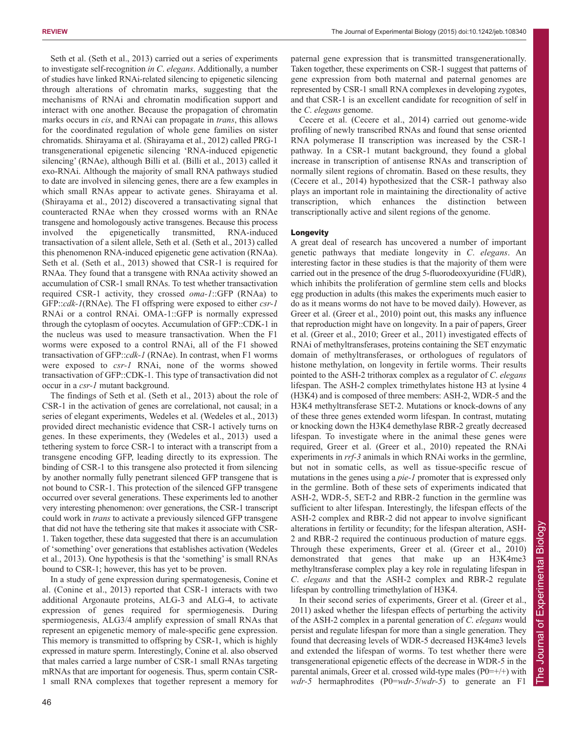Seth et al. (Seth et al., 2013) carried out a series of experiments to investigate self-recognition *in C. elegans*. Additionally, a number of studies have linked RNAi-related silencing to epigenetic silencing through alterations of chromatin marks, suggesting that the mechanisms of RNAi and chromatin modification support and interact with one another. Because the propagation of chromatin marks occurs in *cis*, and RNAi can propagate in *trans*, this allows for the coordinated regulation of whole gene families on sister chromatids. Shirayama et al. (Shirayama et al., 2012) called PRG-1 transgenerational epigenetic silencing 'RNA-induced epigenetic silencing' (RNAe), although Billi et al. (Billi et al., 2013) called it exo-RNAi. Although the majority of small RNA pathways studied to date are involved in silencing genes, there are a few examples in which small RNAs appear to activate genes. Shirayama et al. (Shirayama et al., 2012) discovered a transactivating signal that counteracted RNAe when they crossed worms with an RNAe transgene and homologously active transgenes. Because this process involved the epigenetically transmitted, RNA-induced transactivation of a silent allele, Seth et al. (Seth et al., 2013) called this phenomenon RNA-induced epigenetic gene activation (RNAa). Seth et al. (Seth et al., 2013) showed that CSR-1 is required for RNAa. They found that a transgene with RNAa activity showed an accumulation of CSR-1 small RNAs. To test whether transactivation required CSR-1 activity, they crossed *oma-1*::GFP (RNAa) to GFP::*cdk-1*(RNAe). The FI offspring were exposed to either *csr-1* RNAi or a control RNAi. OMA-1::GFP is normally expressed through the cytoplasm of oocytes. Accumulation of GFP::CDK-1 in the nucleus was used to measure transactivation. When the F1 worms were exposed to a control RNAi, all of the F1 showed transactivation of GFP::*cdk-1* (RNAe). In contrast, when F1 worms were exposed to *csr-1* RNAi, none of the worms showed transactivation of GFP::CDK-1. This type of transactivation did not occur in a *csr-1* mutant background.

The findings of Seth et al. (Seth et al., 2013) about the role of CSR-1 in the activation of genes are correlational, not causal; in a series of elegant experiments, Wedeles et al. (Wedeles et al., 2013) provided direct mechanistic evidence that CSR-1 actively turns on genes. In these experiments, they (Wedeles et al., 2013) used a tethering system to force CSR-1 to interact with a transcript from a transgene encoding GFP, leading directly to its expression. The binding of CSR-1 to this transgene also protected it from silencing by another normally fully penetrant silenced GFP transgene that is not bound to CSR-1. This protection of the silenced GFP transgene occurred over several generations. These experiments led to another very interesting phenomenon: over generations, the CSR-1 transcript could work in *trans* to activate a previously silenced GFP transgene that did not have the tethering site that makes it associate with CSR-1. Taken together, these data suggested that there is an accumulation of 'something' over generations that establishes activation (Wedeles et al., 2013). One hypothesis is that the 'something' is small RNAs bound to CSR-1; however, this has yet to be proven.

In a study of gene expression during spermatogenesis, Conine et al. (Conine et al., 2013) reported that CSR-1 interacts with two additional Argonaute proteins, ALG-3 and ALG-4, to activate expression of genes required for spermiogenesis. During spermiogenesis, ALG3/4 amplify expression of small RNAs that represent an epigenetic memory of male-specific gene expression. This memory is transmitted to offspring by CSR-1, which is highly expressed in mature sperm. Interestingly, Conine et al. also observed that males carried a large number of CSR-1 small RNAs targeting mRNAs that are important for oogenesis. Thus, sperm contain CSR-1 small RNA complexes that together represent a memory for paternal gene expression that is transmitted transgenerationally. Taken together, these experiments on CSR-1 suggest that patterns of gene expression from both maternal and paternal genomes are represented by CSR-1 small RNA complexes in developing zygotes, and that CSR-1 is an excellent candidate for recognition of self in the *C. elegans* genome.

Cecere et al. (Cecere et al., 2014) carried out genome-wide profiling of newly transcribed RNAs and found that sense oriented RNA polymerase II transcription was increased by the CSR-1 pathway. In a CSR-1 mutant background, they found a global increase in transcription of antisense RNAs and transcription of normally silent regions of chromatin. Based on these results, they (Cecere et al., 2014) hypothesized that the CSR-1 pathway also plays an important role in maintaining the directionality of active transcription, which enhances the distinction between transcriptionally active and silent regions of the genome.

## Longevity

A great deal of research has uncovered a number of important genetic pathways that mediate longevity in *C. elegans*. An interesting factor in these studies is that the majority of them were carried out in the presence of the drug 5-fluorodeoxyuridine (FUdR), which inhibits the proliferation of germline stem cells and blocks egg production in adults (this makes the experiments much easier to do as it means worms do not have to be moved daily). However, as Greer et al. (Greer et al., 2010) point out, this masks any influence that reproduction might have on longevity. In a pair of papers, Greer et al. (Greer et al., 2010; Greer et al., 2011) investigated effects of RNAi of methyltransferases, proteins containing the SET enzymatic domain of methyltransferases, or orthologues of regulators of histone methylation, on longevity in fertile worms. Their results pointed to the ASH-2 trithorax complex as a regulator of *C. elegans* lifespan. The ASH-2 complex trimethylates histone H3 at lysine 4 (H3K4) and is composed of three members: ASH-2, WDR-5 and the H3K4 methyltransferase SET-2. Mutations or knock-downs of any of these three genes extended worm lifespan. In contrast, mutating or knocking down the H3K4 demethylase RBR-2 greatly decreased lifespan. To investigate where in the animal these genes were required, Greer et al. (Greer et al., 2010) repeated the RNAi experiments in *rrf-3* animals in which RNAi works in the germline, but not in somatic cells, as well as tissue-specific rescue of mutations in the genes using a *pie-1* promoter that is expressed only in the germline. Both of these sets of experiments indicated that ASH-2, WDR-5, SET-2 and RBR-2 function in the germline was sufficient to alter lifespan. Interestingly, the lifespan effects of the ASH-2 complex and RBR-2 did not appear to involve significant alterations in fertility or fecundity; for the lifespan alteration, ASH-2 and RBR-2 required the continuous production of mature eggs. Through these experiments, Greer et al. (Greer et al., 2010) demonstrated that genes that make up an H3K4me3 methyltransferase complex play a key role in regulating lifespan in *C. elegans* and that the ASH-2 complex and RBR-2 regulate lifespan by controlling trimethylation of H3K4.

In their second series of experiments, Greer et al. (Greer et al., 2011) asked whether the lifespan effects of perturbing the activity of the ASH-2 complex in a parental generation of *C. elegans* would persist and regulate lifespan for more than a single generation. They found that decreasing levels of WDR-5 decreased H3K4me3 levels and extended the lifespan of worms. To test whether there were transgenerational epigenetic effects of the decrease in WDR-5 in the parental animals, Greer et al. crossed wild-type males (P0=+/+) with *wdr-5* hermaphrodites (P0=*wdr-5*/*wdr-5*) to generate an F1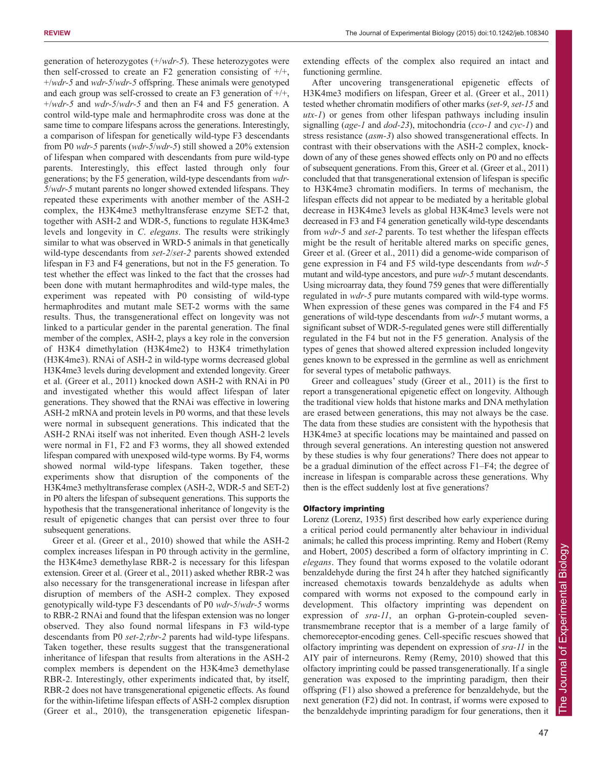generation of heterozygotes (+/*wdr-5*). These heterozygotes were then self-crossed to create an F2 generation consisting of +/+, +/*wdr-5* and *wdr-5*/*wdr-5* offspring. These animals were genotyped and each group was self-crossed to create an F3 generation of +/+, +/*wdr-5* and *wdr-5*/*wdr-5* and then an F4 and F5 generation. A control wild-type male and hermaphrodite cross was done at the same time to compare lifespans across the generations. Interestingly, a comparison of lifespan for genetically wild-type F3 descendants from P0 *wdr-5* parents (*wdr-5*/*wdr-5*) still showed a 20% extension of lifespan when compared with descendants from pure wild-type parents. Interestingly, this effect lasted through only four generations; by the F5 generation, wild-type descendants from *wdr-5*/*wdr-5* mutant parents no longer showed extended lifespans. They repeated these experiments with another member of the ASH-2 complex, the H3K4me3 methyltransferase enzyme SET-2 that, together with ASH-2 and WDR-5, functions to regulate H3K4me3 levels and longevity in *C. elegans*. The results were strikingly similar to what was observed in WRD-5 animals in that genetically wild-type descendants from *set-2*/*set-2* parents showed extended lifespan in F3 and F4 generations, but not in the F5 generation. To test whether the effect was linked to the fact that the crosses had been done with mutant hermaphrodites and wild-type males, the experiment was repeated with P0 consisting of wild-type hermaphrodites and mutant male SET-2 worms with the same results. Thus, the transgenerational effect on longevity was not linked to a particular gender in the parental generation. The final member of the complex, ASH-2, plays a key role in the conversion of H3K4 dimethylation (H3K4me2) to H3K4 trimethylation (H3K4me3). RNAi of ASH-2 in wild-type worms decreased global H3K4me3 levels during development and extended longevity. Greer et al. (Greer et al., 2011) knocked down ASH-2 with RNAi in P0 and investigated whether this would affect lifespan of later generations. They showed that the RNAi was effective in lowering ASH-2 mRNA and protein levels in P0 worms, and that these levels were normal in subsequent generations. This indicated that the ASH-2 RNAi itself was not inherited. Even though ASH-2 levels were normal in F1, F2 and F3 worms, they all showed extended lifespan compared with unexposed wild-type worms. By F4, worms showed normal wild-type lifespans. Taken together, these experiments show that disruption of the components of the H3K4me3 methyltransferase complex (ASH-2, WDR-5 and SET-2) in P0 alters the lifespan of subsequent generations. This supports the hypothesis that the transgenerational inheritance of longevity is the result of epigenetic changes that can persist over three to four subsequent generations.

Greer et al. (Greer et al., 2010) showed that while the ASH-2 complex increases lifespan in P0 through activity in the germline, the H3K4me3 demethylase RBR-2 is necessary for this lifespan extension. Greer et al. (Greer et al., 2011) asked whether RBR-2 was also necessary for the transgenerational increase in lifespan after disruption of members of the ASH-2 complex. They exposed genotypically wild-type F3 descendants of P0 *wdr-5*/*wdr-5* worms to RBR-2 RNAi and found that the lifespan extension was no longer observed. They also found normal lifespans in F3 wild-type descendants from P0 *set-2;rbr-2* parents had wild-type lifespans. Taken together, these results suggest that the transgenerational inheritance of lifespan that results from alterations in the ASH-2 complex members is dependent on the H3K4me3 demethylase RBR-2. Interestingly, other experiments indicated that, by itself, RBR-2 does not have transgenerational epigenetic effects. As found for the within-lifetime lifespan effects of ASH-2 complex disruption (Greer et al., 2010), the transgeneration epigenetic lifespan-extending effects of the complex also required an intact and functioning germline.

After uncovering transgenerational epigenetic effects of H3K4me3 modifiers on lifespan, Greer et al. (Greer et al., 2011) tested whether chromatin modifiers of other marks (*set-9*, *set-15* and *utx-1*) or genes from other lifespan pathways including insulin signalling (*age-1* and *dod-23*), mitochondria (*cco-1* and *cyc-1*) and stress resistance (*asm-3*) also showed transgenerational effects. In contrast with their observations with the ASH-2 complex, knockdown of any of these genes showed effects only on P0 and no effects of subsequent generations. From this, Greer et al. (Greer et al., 2011) concluded that that transgenerational extension of lifespan is specific to H3K4me3 chromatin modifiers. In terms of mechanism, the lifespan effects did not appear to be mediated by a heritable global decrease in H3K4me3 levels as global H3K4me3 levels were not decreased in F3 and F4 generation genetically wild-type descendants from *wdr-5* and *set-2* parents. To test whether the lifespan effects might be the result of heritable altered marks on specific genes, Greer et al. (Greer et al., 2011) did a genome-wide comparison of gene expression in F4 and F5 wild-type descendants from *wdr-5* mutant and wild-type ancestors, and pure *wdr-5* mutant descendants. Using microarray data, they found 759 genes that were differentially regulated in *wdr-5* pure mutants compared with wild-type worms. When expression of these genes was compared in the F4 and F5 generations of wild-type descendants from *wdr-5* mutant worms, a significant subset of WDR-5-regulated genes were still differentially regulated in the F4 but not in the F5 generation. Analysis of the types of genes that showed altered expression included longevity genes known to be expressed in the germline as well as enrichment for several types of metabolic pathways.

Greer and colleagues' study (Greer et al., 2011) is the first to report a transgenerational epigenetic effect on longevity. Although the traditional view holds that histone marks and DNA methylation are erased between generations, this may not always be the case. The data from these studies are consistent with the hypothesis that H3K4me3 at specific locations may be maintained and passed on through several generations. An interesting question not answered by these studies is why four generations? There does not appear to be a gradual diminution of the effect across F1–F4; the degree of increase in lifespan is comparable across these generations. Why then is the effect suddenly lost at five generations?

### Olfactory imprinting

Lorenz (Lorenz, 1935) first described how early experience during a critical period could permanently alter behaviour in individual animals; he called this process imprinting. Remy and Hobert (Remy and Hobert, 2005) described a form of olfactory imprinting in *C. elegans*. They found that worms exposed to the volatile odorant benzaldehyde during the first 24 h after they hatched significantly increased chemotaxis towards benzaldehyde as adults when compared with worms not exposed to the compound early in development. This olfactory imprinting was dependent on expression of *sra-11*, an orphan G-protein-coupled seven-transmembrane receptor that is a member of a large family of chemoreceptor-encoding genes. Cell-specific rescues showed that olfactory imprinting was dependent on expression of *sra-11* in the AIY pair of interneurons. Remy (Remy, 2010) showed that this olfactory imprinting could be passed transgenerationally. If a single generation was exposed to the imprinting paradigm, then their offspring (F1) also showed a preference for benzaldehyde, but the next generation (F2) did not. In contrast, if worms were exposed to the benzaldehyde imprinting paradigm for four generations, then it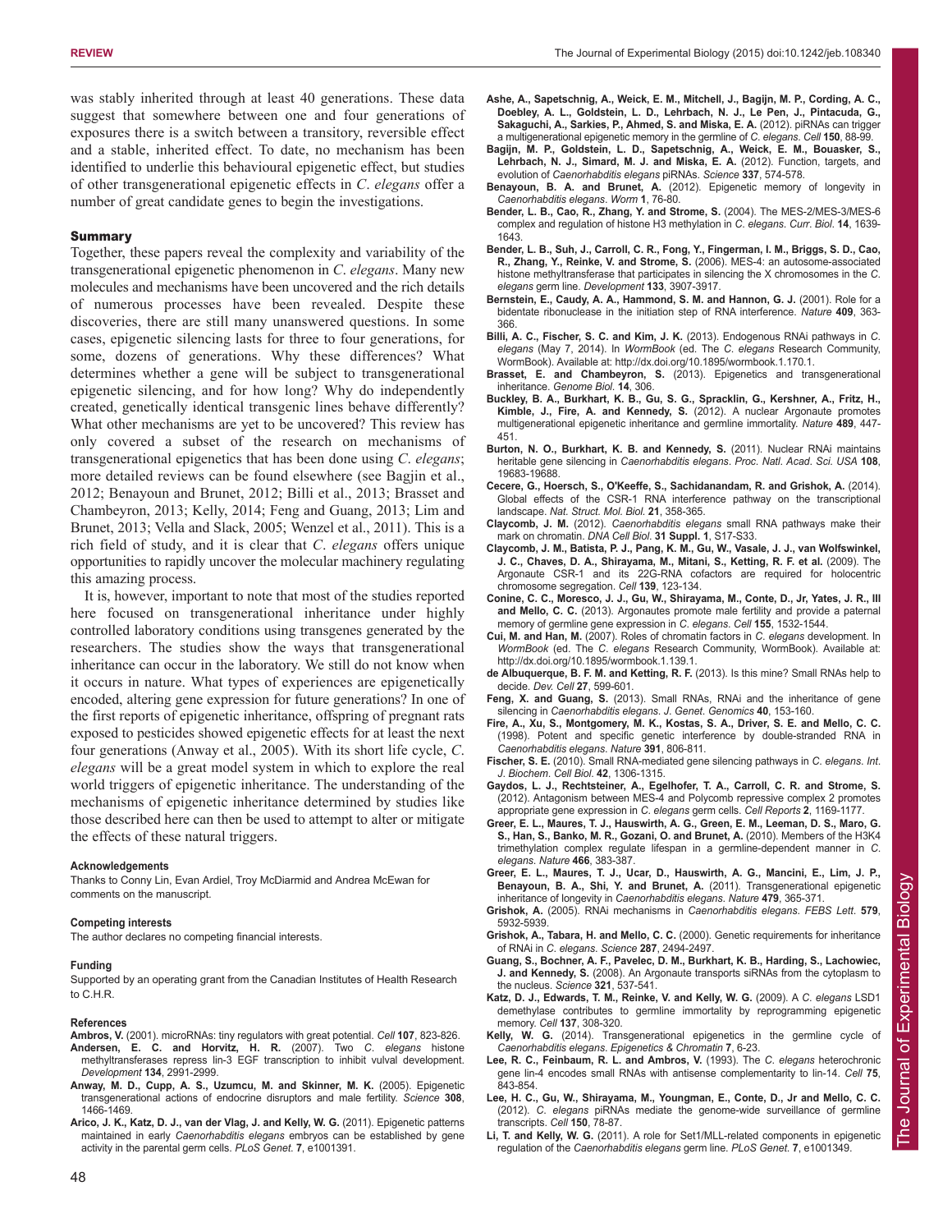was stably inherited through at least 40 generations. These data suggest that somewhere between one and four generations of exposures there is a switch between a transitory, reversible effect and a stable, inherited effect. To date, no mechanism has been identified to underlie this behavioural epigenetic effect, but studies of other transgenerational epigenetic effects in *C. elegans* offer a number of great candidate genes to begin the investigations.

## Summary

Together, these papers reveal the complexity and variability of the transgenerational epigenetic phenomenon in *C. elegans*. Many new molecules and mechanisms have been uncovered and the rich details of numerous processes have been revealed. Despite these discoveries, there are still many unanswered questions. In some cases, epigenetic silencing lasts for three to four generations, for some, dozens of generations. Why these differences? What determines whether a gene will be subject to transgenerational epigenetic silencing, and for how long? Why do independently created, genetically identical transgenic lines behave differently? What other mechanisms are yet to be uncovered? This review has only covered a subset of the research on mechanisms of transgenerational epigenetics that has been done using *C. elegans*; more detailed reviews can be found elsewhere (see Bagjin et al., 2012; Benayoun and Brunet, 2012; Billi et al., 2013; Brasset and Chambeyron, 2013; Kelly, 2014; Feng and Guang, 2013; Lim and Brunet, 2013; Vella and Slack, 2005; Wenzel et al., 2011). This is a rich field of study, and it is clear that *C. elegans* offers unique opportunities to rapidly uncover the molecular machinery regulating this amazing process.

It is, however, important to note that most of the studies reported here focused on transgenerational inheritance under highly controlled laboratory conditions using transgenes generated by the researchers. The studies show the ways that transgenerational inheritance can occur in the laboratory. We still do not know when it occurs in nature. What types of experiences are epigenetically encoded, altering gene expression for future generations? In one of the first reports of epigenetic inheritance, offspring of pregnant rats exposed to pesticides showed epigenetic effects for at least the next four generations (Anway et al., 2005). With its short life cycle, *C. elegans* will be a great model system in which to explore the real world triggers of epigenetic inheritance. The understanding of the mechanisms of epigenetic inheritance determined by studies like those described here can then be used to attempt to alter or mitigate the effects of these natural triggers.

#### Acknowledgements
Thanks to Conny Lin, Evan Ardiel, Troy McDiarmid and Andrea McEwan for comments on the manuscript.

#### Competing interests
The author declares no competing financial interests.

#### Funding
Supported by an operating grant from the Canadian Institutes of Health Research to C.H.R.

#### References

**Ambros, V.** (2001). microRNAs: tiny regulators with great potential. *Cell* **107**, 823-826.

**Andersen, E. C. and Horvitz, H. R.** (2007). Two *C. elegans* histone methyltransferases repress lin-3 EGF transcription to inhibit vulval development. *Development* **134**, 2991-2999.

**Anway, M. D., Cupp, A. S., Uzumcu, M. and Skinner, M. K.** (2005). Epigenetic transgenerational actions of endocrine disruptors and male fertility. *Science* **308**, 1466-1469.

**Arico, J. K., Katz, D. J., van der Vlag, J. and Kelly, W. G.** (2011). Epigenetic patterns maintained in early *Caenorhabditis elegans* embryos can be established by gene activity in the parental germ cells. *PLoS Genet.* **7**, e1001391.

**Ashe, A., Sapetschnig, A., Weick, E. M., Mitchell, J., Bagijn, M. P., Cording, A. C., Doebley, A. L., Goldstein, L. D., Lehrbach, N. J., Le Pen, J., Pintacuda, G., Sakaguchi, A., Sarkies, P., Ahmed, S. and Miska, E. A.** (2012). piRNAs can trigger a multigenerational epigenetic memory in the germline of *C. elegans*. *Cell* **150**, 88-99.

**Bagijn, M. P., Goldstein, L. D., Sapetschnig, A., Weick, E. M., Bouasker, S., Lehrbach, N. J., Simard, M. J. and Miska, E. A.** (2012). Function, targets, and evolution of *Caenorhabditis elegans* piRNAs. *Science* **337**, 574-578.

**Benayoun, B. A. and Brunet, A.** (2012). Epigenetic memory of longevity in *Caenorhabditis elegans*. *Worm* **1**, 76-80.

**Bender, L. B., Cao, R., Zhang, Y. and Strome, S.** (2004). The MES-2/MES-3/MES-6 complex and regulation of histone H3 methylation in *C. elegans*. *Curr. Biol.* **14**, 1639-1643.

**Bender, L. B., Suh, J., Carroll, C. R., Fong, Y., Fingerman, I. M., Briggs, S. D., Cao, R., Zhang, Y., Reinke, V. and Strome, S.** (2006). MES-4: an autosome-associated histone methyltransferase that participates in silencing the X chromosomes in the *C. elegans* germ line. *Development* **133**, 3907-3917.

**Bernstein, E., Caudy, A. A., Hammond, S. M. and Hannon, G. J.** (2001). Role for a bidentate ribonuclease in the initiation step of RNA interference. *Nature* **409**, 363-366.

**Billi, A. C., Fischer, S. C. and Kim, J. K.** (2013). Endogenous RNAi pathways in *C. elegans* (May 7, 2014). In *WormBook* (ed. The *C. elegans* Research Community, WormBook). Available at: http://dx.doi.org/10.1895/wormbook.1.170.1.

**Brasset, E. and Chambeyron, S.** (2013). Epigenetics and transgenerational inheritance. *Genome Biol.* **14**, 306.

**Buckley, B. A., Burkhart, K. B., Gu, S. G., Spracklin, G., Kershner, A., Fritz, H., Kimble, J., Fire, A. and Kennedy, S.** (2012). A nuclear Argonaute promotes multigenerational epigenetic inheritance and germline immortality. *Nature* **489**, 447-451.

**Burton, N. O., Burkhart, K. B. and Kennedy, S.** (2011). Nuclear RNAi maintains heritable gene silencing in *Caenorhabditis elegans*. *Proc. Natl. Acad. Sci. USA* **108**, 19683-19688.

**Cecere, G., Hoersch, S., O'Keeffe, S., Sachidanandam, R. and Grishok, A.** (2014). Global effects of the CSR-1 RNA interference pathway on the transcriptional landscape. *Nat. Struct. Mol. Biol.* **21**, 358-365.

**Claycomb, J. M.** (2012). *Caenorhabditis elegans* small RNA pathways make their mark on chromatin. *DNA Cell Biol.* **31 Suppl. 1**, S17-S33.

**Claycomb, J. M., Batista, P. J., Pang, K. M., Gu, W., Vasale, J. J., van Wolfswinkel, J. C., Chaves, D. A., Shirayama, M., Mitani, S., Ketting, R. F. et al.** (2009). The Argonaute CSR-1 and its 22G-RNA cofactors are required for holocentric chromosome segregation. *Cell* **139**, 123-134.

**Conine, C. C., Moresco, J. J., Gu, W., Shirayama, M., Conte, D., Jr, Yates, J. R., III and Mello, C. C.** (2013). Argonautes promote male fertility and provide a paternal memory of germline gene expression in *C. elegans*. *Cell* **155**, 1532-1544.

**Cui, M. and Han, M.** (2007). Roles of chromatin factors in *C. elegans* development. In *WormBook* (ed. The *C. elegans* Research Community, WormBook). Available at: http://dx.doi.org/10.1895/wormbook.1.139.1.

**de Albuquerque, B. F. M. and Ketting, R. F.** (2013). Is this mine? Small RNAs help to decide. *Dev. Cell* **27**, 599-601.

**Feng, X. and Guang, S.** (2013). Small RNAs, RNAi and the inheritance of gene silencing in *Caenorhabditis elegans*. *J. Genet. Genomics* **40**, 153-160.

**Fire, A., Xu, S., Montgomery, M. K., Kostas, S. A., Driver, S. E. and Mello, C. C.** (1998). Potent and specific genetic interference by double-stranded RNA in *Caenorhabditis elegans*. *Nature* **391**, 806-811.

**Fischer, S. E.** (2010). Small RNA-mediated gene silencing pathways in *C. elegans*. *Int. J. Biochem. Cell Biol.* **42**, 1306-1315.

**Gaydos, L. J., Rechtsteiner, A., Egelhofer, T. A., Carroll, C. R. and Strome, S.** (2012). Antagonism between MES-4 and Polycomb repressive complex 2 promotes appropriate gene expression in *C. elegans* germ cells. *Cell Reports* **2**, 1169-1177.

**Greer, E. L., Maures, T. J., Hauswirth, A. G., Green, E. M., Leeman, D. S., Maro, G. S., Han, S., Banko, M. R., Gozani, O. and Brunet, A.** (2010). Members of the H3K4 trimethylation complex regulate lifespan in a germline-dependent manner in *C. elegans*. *Nature* **466**, 383-387.

**Greer, E. L., Maures, T. J., Ucar, D., Hauswirth, A. G., Mancini, E., Lim, J. P., Benayoun, B. A., Shi, Y. and Brunet, A.** (2011). Transgenerational epigenetic inheritance of longevity in *Caenorhabditis elegans*. *Nature* **479**, 365-371.

**Grishok, A.** (2005). RNAi mechanisms in *Caenorhabditis elegans*. *FEBS Lett.* **579**, 5932-5939.

**Grishok, A., Tabara, H. and Mello, C. C.** (2000). Genetic requirements for inheritance of RNAi in *C. elegans*. *Science* **287**, 2494-2497.

**Guang, S., Bochner, A. F., Pavelec, D. M., Burkhart, K. B., Harding, S., Lachowiec, J. and Kennedy, S.** (2008). An Argonaute transports siRNAs from the cytoplasm to the nucleus. *Science* **321**, 537-541.

**Katz, D. J., Edwards, T. M., Reinke, V. and Kelly, W. G.** (2009). A *C. elegans* LSD1 demethylase contributes to germline immortality by reprogramming epigenetic memory. *Cell* **137**, 308-320.

**Kelly, W. G.** (2014). Transgenerational epigenetics in the germline cycle of *Caenorhabditis elegans*. *Epigenetics & Chromatin* **7**, 6-23.

**Lee, R. C., Feinbaum, R. L. and Ambros, V.** (1993). The *C. elegans* heterochronic gene lin-4 encodes small RNAs with antisense complementarity to lin-14. *Cell* **75**, 843-854.

**Lee, H. C., Gu, W., Shirayama, M., Youngman, E., Conte, D., Jr and Mello, C. C.** (2012). *C. elegans* piRNAs mediate the genome-wide surveillance of germline transcripts. *Cell* **150**, 78-87.

**Li, T. and Kelly, W. G.** (2011). A role for Set1/MLL-related components in epigenetic regulation of the *Caenorhabditis elegans* germ line. *PLoS Genet.* **7**, e1001349.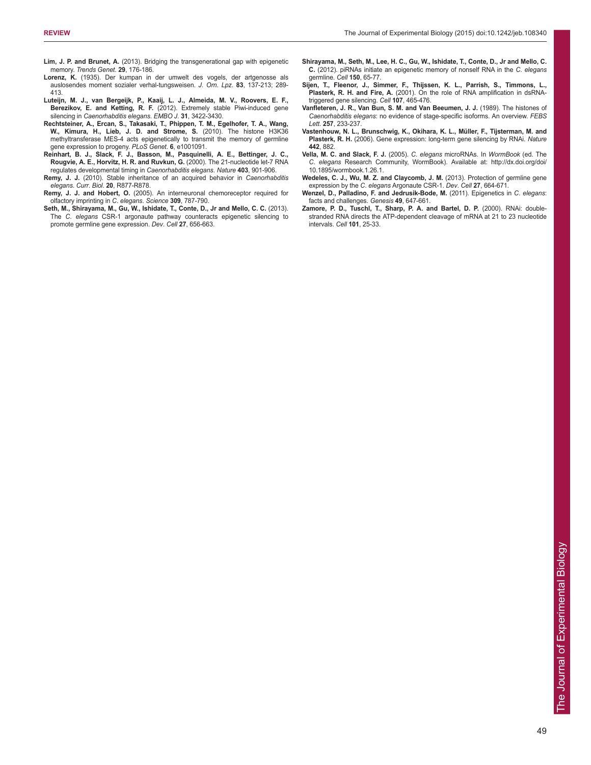**Lim, J. P. and Brunet, A.** (2013). Bridging the transgenerational gap with epigenetic memory. *Trends Genet.* **29**, 176-186.

**Lorenz, K.** (1935). Der kumpan in der umwelt des vogels, der artgenosse als auslosendes moment sozialer verhal-tungsweisen. *J. Orn. Lpz.* **83**, 137-213; 289-413.

**Luteijn, M. J., van Bergeijk, P., Kaaij, L. J., Almeida, M. V., Roovers, E. F., Berezikov, E. and Ketting, R. F.** (2012). Extremely stable Piwi-induced gene silencing in *Caenorhabditis elegans*. *EMBO J.* **31**, 3422-3430.

**Rechtsteiner, A., Ercan, S., Takasaki, T., Phippen, T. M., Egelhofer, T. A., Wang, W., Kimura, H., Lieb, J. D. and Strome, S.** (2010). The histone H3K36 methyltransferase MES-4 acts epigenetically to transmit the memory of germline gene expression to progeny. *PLoS Genet.* **6**, e1001091.

**Reinhart, B. J., Slack, F. J., Basson, M., Pasquinelli, A. E., Bettinger, J. C., Rougvie, A. E., Horvitz, H. R. and Ruvkun, G.** (2000). The 21-nucleotide let-7 RNA regulates developmental timing in *Caenorhabditis elegans*. *Nature* **403**, 901-906.

**Remy, J. J.** (2010). Stable inheritance of an acquired behavior in *Caenorhabditis elegans*. *Curr. Biol.* **20**, R877-R878.

**Remy, J. J. and Hobert, O.** (2005). An interneuronal chemoreceptor required for olfactory imprinting in *C. elegans*. *Science* **309**, 787-790.

**Seth, M., Shirayama, M., Gu, W., Ishidate, T., Conte, D., Jr and Mello, C. C.** (2013). The *C. elegans* CSR-1 argonaute pathway counteracts epigenetic silencing to promote germline gene expression. *Dev. Cell* **27**, 656-663.

**Shirayama, M., Seth, M., Lee, H. C., Gu, W., Ishidate, T., Conte, D., Jr and Mello, C. C.** (2012). piRNAs initiate an epigenetic memory of nonself RNA in the *C. elegans* germline. *Cell* **150**, 65-77.

**Sijen, T., Fleenor, J., Simmer, F., Thijssen, K. L., Parrish, S., Timmons, L., Plasterk, R. H. and Fire, A.** (2001). On the role of RNA amplification in dsRNA-triggered gene silencing. *Cell* **107**, 465-476.

**Vanfleteren, J. R., Van Bun, S. M. and Van Beeumen, J. J.** (1989). The histones of *Caenorhabditis elegans*: no evidence of stage-specific isoforms. An overview. *FEBS Lett.* **257**, 233-237.

**Vastenhouw, N. L., Brunschwig, K., Okihara, K. L., Müller, F., Tijsterman, M. and Plasterk, R. H.** (2006). Gene expression: long-term gene silencing by RNAi. *Nature* **442**, 882.

**Vella, M. C. and Slack, F. J.** (2005). *C. elegans* microRNAs. In *WormBook* (ed. The *C. elegans* Research Community, WormBook). Available at: http://dx.doi.org/doi/10.1895/wormbook.1.26.1.

**Wedeles, C. J., Wu, M. Z. and Claycomb, J. M.** (2013). Protection of germline gene expression by the *C. elegans* Argonaute CSR-1. *Dev. Cell* **27**, 664-671.

**Wenzel, D., Palladino, F. and Jedrusik-Bode, M.** (2011). Epigenetics in *C. elegans*: facts and challenges. *Genesis* **49**, 647-661.

**Zamore, P. D., Tuschl, T., Sharp, P. A. and Bartel, D. P.** (2000). RNAi: double-stranded RNA directs the ATP-dependent cleavage of mRNA at 21 to 23 nucleotide intervals. *Cell* **101**, 25-33.